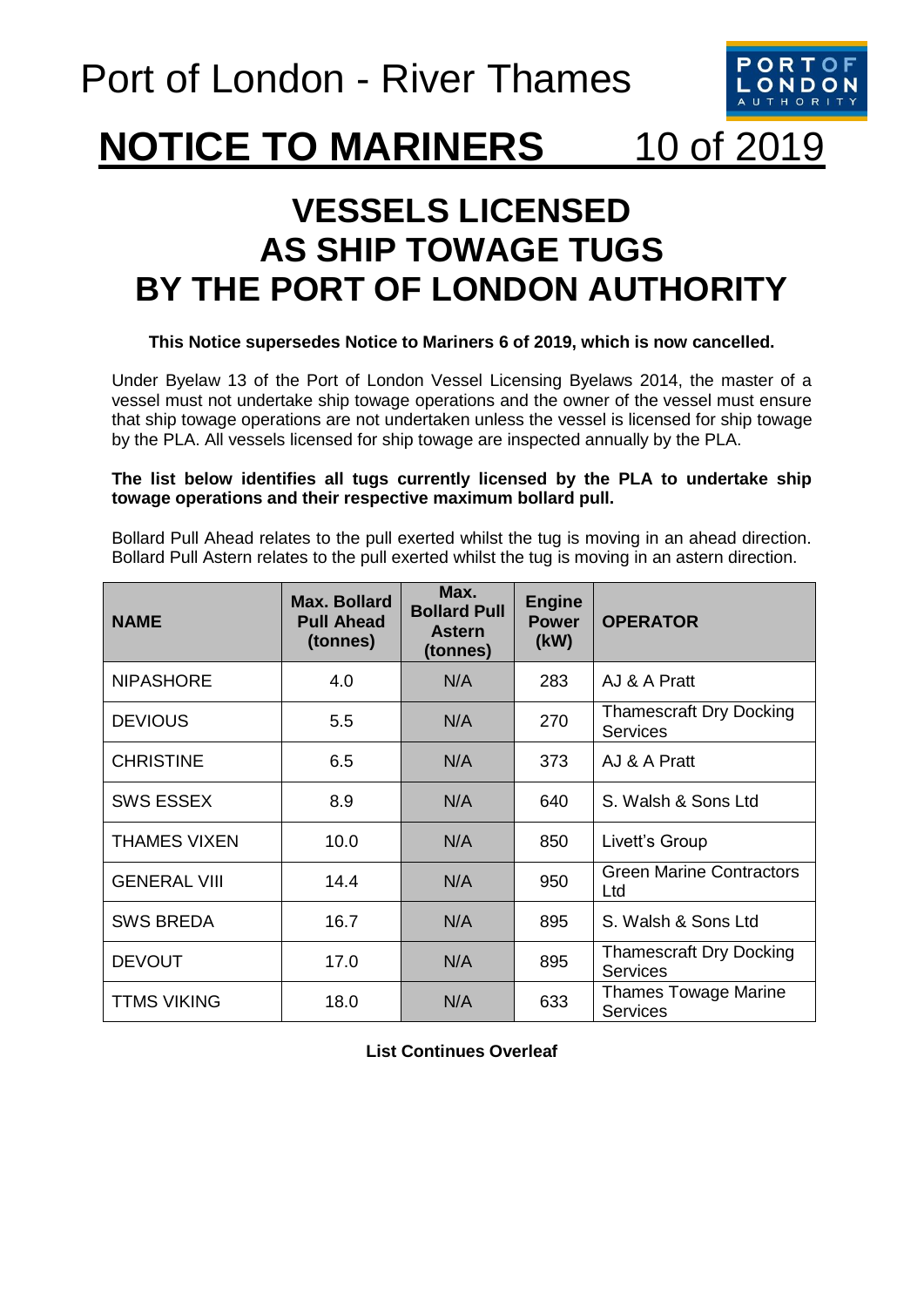# Port of London - River Thames

# NOTICE TO MARINERS 10 of 2019

## VESSELS LICENSED AS SHIP TOWAGE TUGS BY THE PORT OF LONDON AUTHORITY

**This Notice supersedes Notice to Mariners 6 of 2019, which is now cancelled.**

Under Byelaw 13 of the Port of London Vessel Licensing Byelaws 2014, the master of a vessel must not undertake ship towage operations and the owner of the vessel must ensure that ship towage operations are not undertaken unless the vessel is licensed for ship towage by the PLA. All vessels licensed for ship towage are inspected annually by the PLA.

**The list below identifies all tugs currently licensed by the PLA to undertake ship towage operations and their respective maximum bollard pull.**

Bollard Pull Ahead relates to the pull exerted whilst the tug is moving in an ahead direction. Bollard Pull Astern relates to the pull exerted whilst the tug is moving in an astern direction.

| NAME | Max. Bollard Pull Ahead (tonnes) | Max. Bollard Pull Astern (tonnes) | Engine Power (kW) | OPERATOR |
|---|---|---|---|---|
| NIPASHORE | 4.0 | N/A | 283 | AJ & A Pratt |
| DEVIOUS | 5.5 | N/A | 270 | Thamescraft Dry Docking Services |
| CHRISTINE | 6.5 | N/A | 373 | AJ & A Pratt |
| SWS ESSEX | 8.9 | N/A | 640 | S. Walsh & Sons Ltd |
| THAMES VIXEN | 10.0 | N/A | 850 | Livett's Group |
| GENERAL VIII | 14.4 | N/A | 950 | Green Marine Contractors Ltd |
| SWS BREDA | 16.7 | N/A | 895 | S. Walsh & Sons Ltd |
| DEVOUT | 17.0 | N/A | 895 | Thamescraft Dry Docking Services |
| TTMS VIKING | 18.0 | N/A | 633 | Thames Towage Marine Services |

**List Continues Overleaf**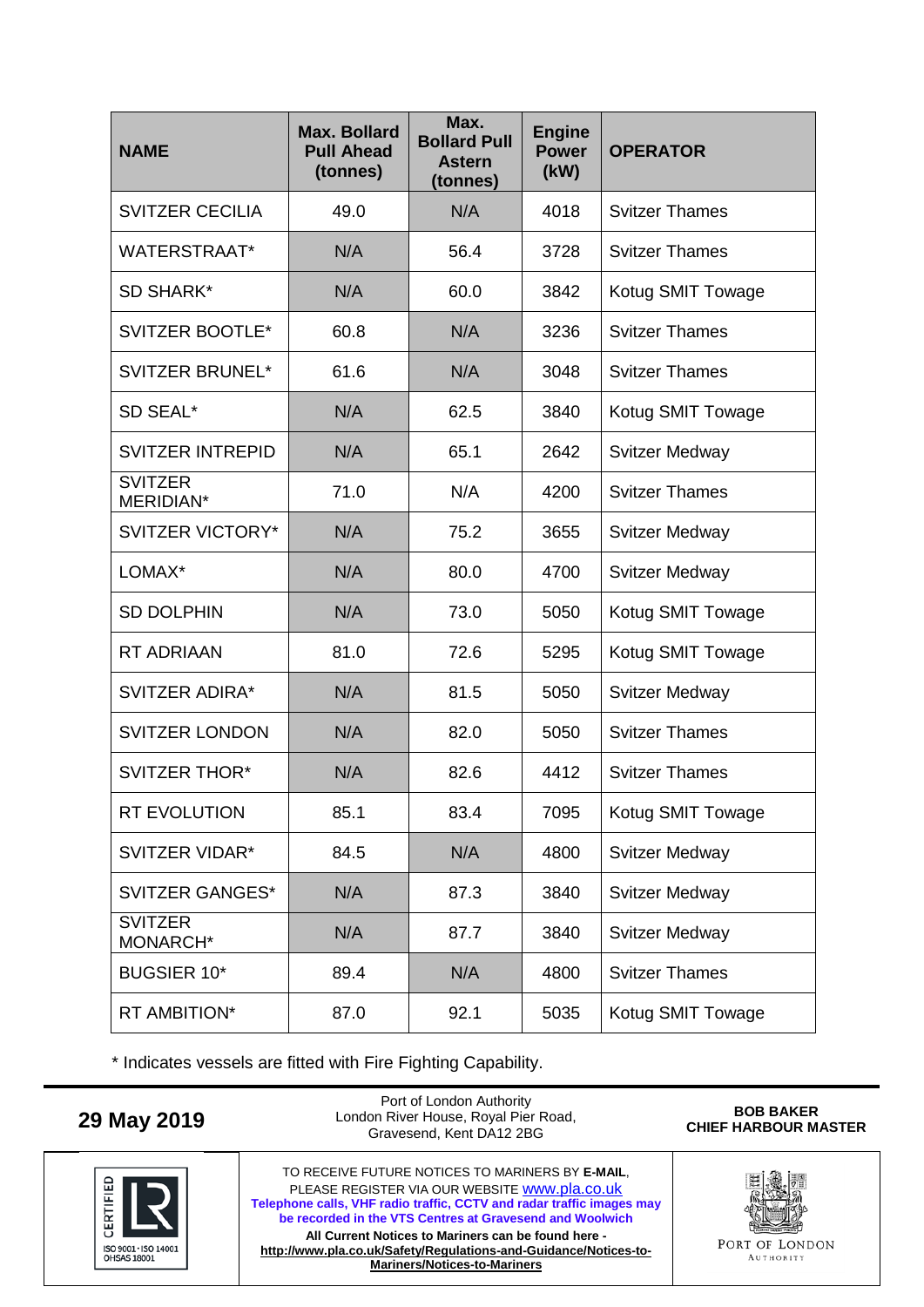| NAME | Max. Bollard Pull Ahead (tonnes) | Max. Bollard Pull Astern (tonnes) | Engine Power (kW) | OPERATOR |
|---|---|---|---|---|
| SVITZER CECILIA | 49.0 | N/A | 4018 | Svitzer Thames |
| WATERSTRAAT* | N/A | 56.4 | 3728 | Svitzer Thames |
| SD SHARK* | N/A | 60.0 | 3842 | Kotug SMIT Towage |
| SVITZER BOOTLE* | 60.8 | N/A | 3236 | Svitzer Thames |
| SVITZER BRUNEL* | 61.6 | N/A | 3048 | Svitzer Thames |
| SD SEAL* | N/A | 62.5 | 3840 | Kotug SMIT Towage |
| SVITZER INTREPID | N/A | 65.1 | 2642 | Svitzer Medway |
| SVITZER MERIDIAN* | 71.0 | N/A | 4200 | Svitzer Thames |
| SVITZER VICTORY* | N/A | 75.2 | 3655 | Svitzer Medway |
| LOMAX* | N/A | 80.0 | 4700 | Svitzer Medway |
| SD DOLPHIN | N/A | 73.0 | 5050 | Kotug SMIT Towage |
| RT ADRIAAN | 81.0 | 72.6 | 5295 | Kotug SMIT Towage |
| SVITZER ADIRA* | N/A | 81.5 | 5050 | Svitzer Medway |
| SVITZER LONDON | N/A | 82.0 | 5050 | Svitzer Thames |
| SVITZER THOR* | N/A | 82.6 | 4412 | Svitzer Thames |
| RT EVOLUTION | 85.1 | 83.4 | 7095 | Kotug SMIT Towage |
| SVITZER VIDAR* | 84.5 | N/A | 4800 | Svitzer Medway |
| SVITZER GANGES* | N/A | 87.3 | 3840 | Svitzer Medway |
| SVITZER MONARCH* | N/A | 87.7 | 3840 | Svitzer Medway |
| BUGSIER 10* | 89.4 | N/A | 4800 | Svitzer Thames |
| RT AMBITION* | 87.0 | 92.1 | 5035 | Kotug SMIT Towage |

* Indicates vessels are fitted with Fire Fighting Capability.

**29 May 2019**

Port of London Authority
London River House, Royal Pier Road,
Gravesend, Kent DA12 2BG

**BOB BAKER**
**CHIEF HARBOUR MASTER**

CERTIFIED
ISO 9001 · ISO 14001
OHSAS 18001

TO RECEIVE FUTURE NOTICES TO MARINERS BY **E-MAIL**, PLEASE REGISTER VIA OUR WEBSITE www.pla.co.uk
**Telephone calls, VHF radio traffic, CCTV and radar traffic images may be recorded in the VTS Centres at Gravesend and Woolwich**
**All Current Notices to Mariners can be found here - http://www.pla.co.uk/Safety/Regulations-and-Guidance/Notices-to-Mariners/Notices-to-Mariners**

PORT OF LONDON AUTHORITY